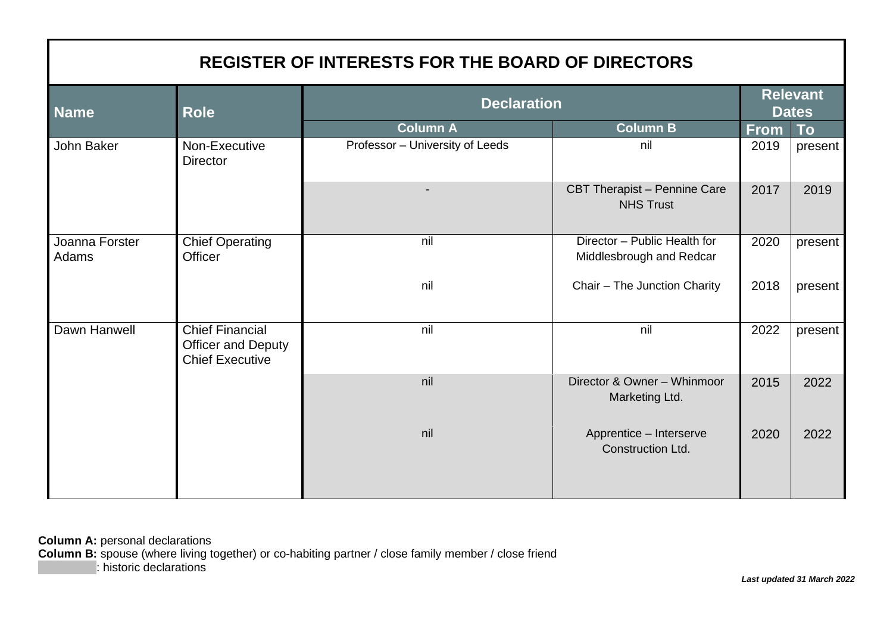# REGISTER OF INTERESTS FOR THE BOARD OF DIRECTORS

| Name | Role | Declaration | | Relevant Dates | |
|---|---|---|---|---|---|
| | | Column A | Column B | From | To |
| John Baker | Non-Executive Director | Professor – University of Leeds | nil | 2019 | present |
| | | - | CBT Therapist – Pennine Care NHS Trust | 2017 | 2019 |
| Joanna Forster Adams | Chief Operating Officer | nil | Director – Public Health for Middlesbrough and Redcar | 2020 | present |
| | | nil | Chair – The Junction Charity | 2018 | present |
| Dawn Hanwell | Chief Financial Officer and Deputy Chief Executive | nil | nil | 2022 | present |
| | | nil | Director & Owner – Whinmoor Marketing Ltd. | 2015 | 2022 |
| | | nil | Apprentice – Interserve Construction Ltd. | 2020 | 2022 |

**Column A:** personal declarations
**Column B:** spouse (where living together) or co-habiting partner / close family member / close friend
[grey shading]: historic declarations

***Last updated 31 March 2022***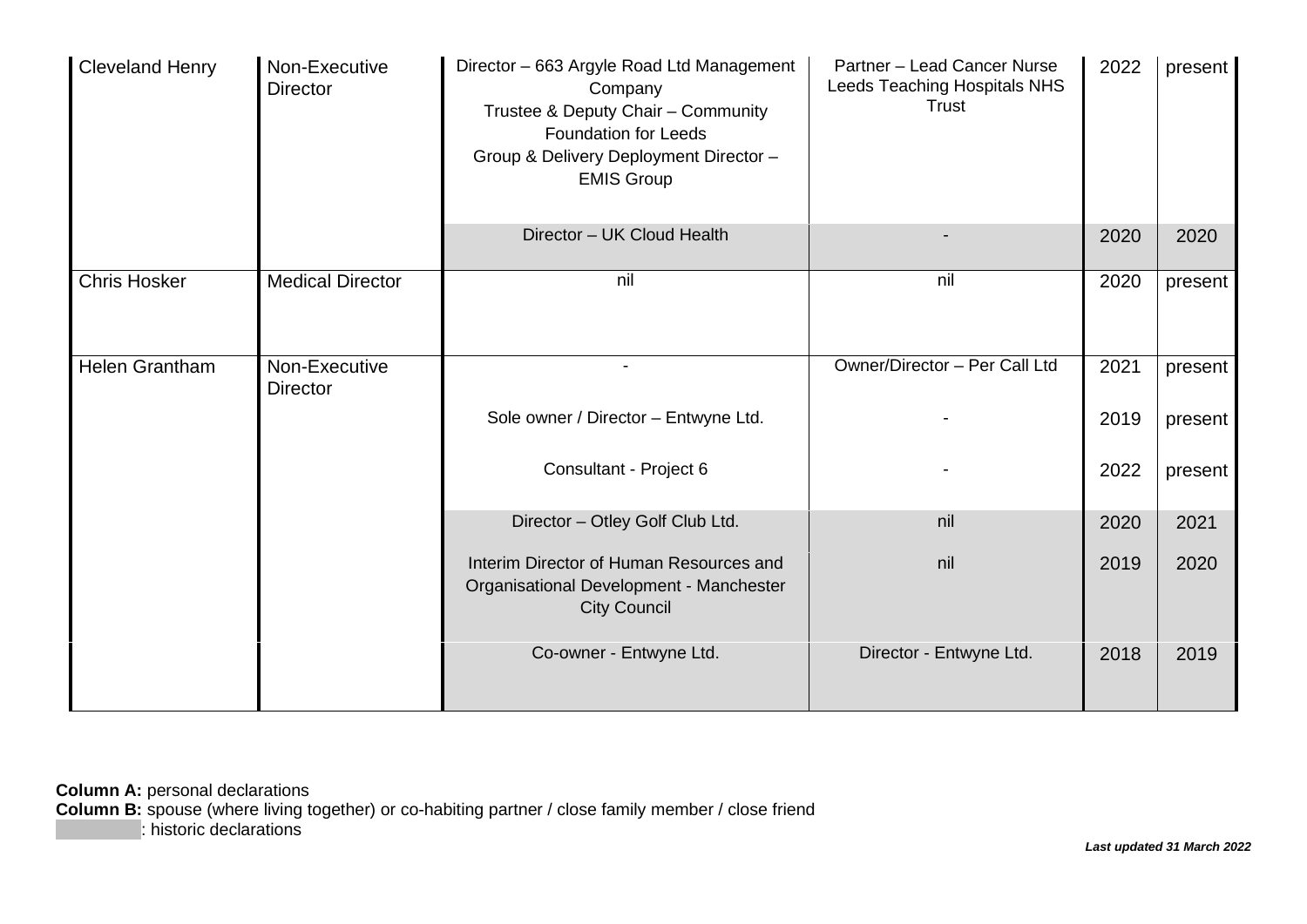| | | | | | |
|---|---|---|---|---|---|
| Cleveland Henry | Non-Executive Director | Director – 663 Argyle Road Ltd Management Company<br>Trustee & Deputy Chair – Community Foundation for Leeds<br>Group & Delivery Deployment Director – EMIS Group | Partner – Lead Cancer Nurse Leeds Teaching Hospitals NHS Trust | 2022 | present |
| | | Director – UK Cloud Health | - | 2020 | 2020 |
| Chris Hosker | Medical Director | nil | nil | 2020 | present |
| Helen Grantham | Non-Executive Director | - | Owner/Director – Per Call Ltd | 2021 | present |
| | | Sole owner / Director – Entwyne Ltd. | - | 2019 | present |
| | | Consultant - Project 6 | - | 2022 | present |
| | | Director – Otley Golf Club Ltd. | nil | 2020 | 2021 |
| | | Interim Director of Human Resources and Organisational Development - Manchester City Council | nil | 2019 | 2020 |
| | | Co-owner - Entwyne Ltd. | Director - Entwyne Ltd. | 2018 | 2019 |

**Column A:** personal declarations
**Column B:** spouse (where living together) or co-habiting partner / close family member / close friend
(shaded): historic declarations

***Last updated 31 March 2022***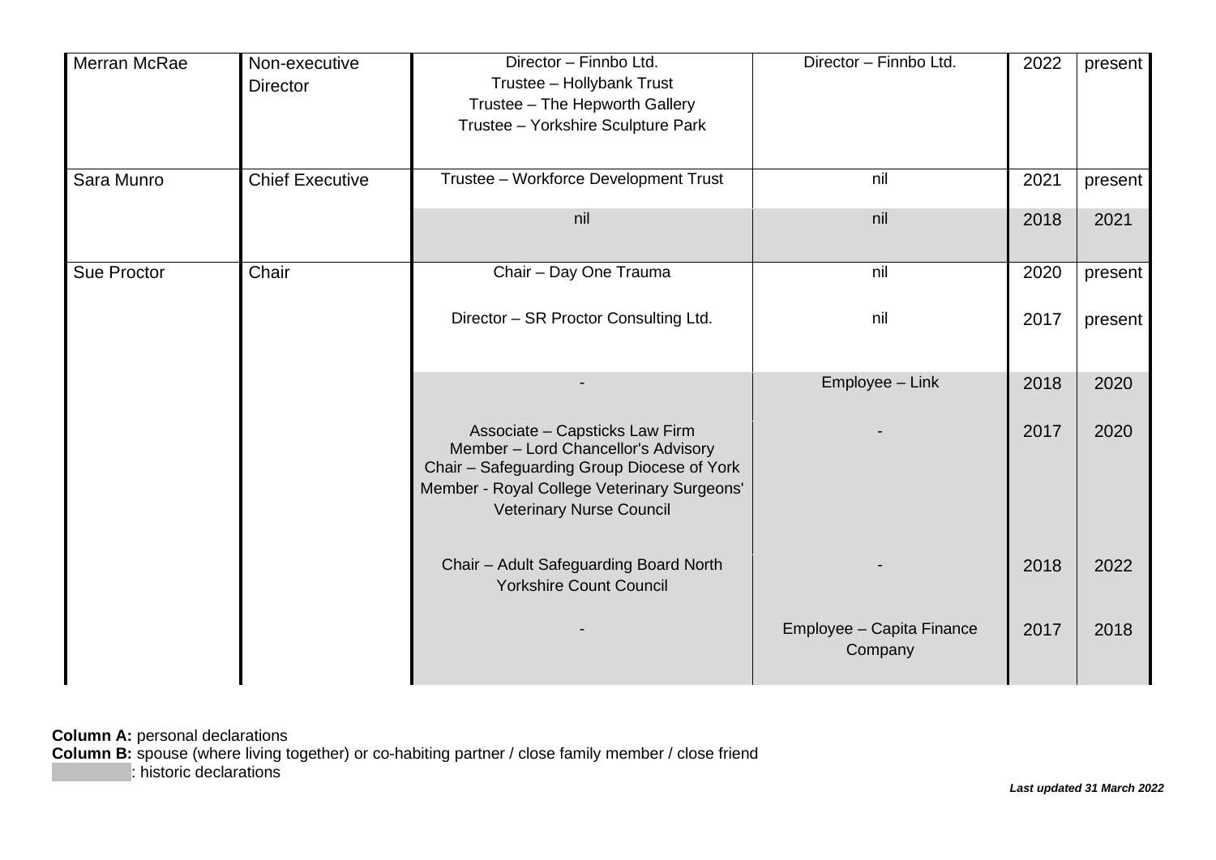| | | | | | |
|---|---|---|---|---|---|
| Merran McRae | Non-executive Director | Director – Finnbo Ltd.<br>Trustee – Hollybank Trust<br>Trustee – The Hepworth Gallery<br>Trustee – Yorkshire Sculpture Park | Director – Finnbo Ltd. | 2022 | present |
| Sara Munro | Chief Executive | Trustee – Workforce Development Trust | nil | 2021 | present |
| | | nil | nil | 2018 | 2021 |
| Sue Proctor | Chair | Chair – Day One Trauma | nil | 2020 | present |
| | | Director – SR Proctor Consulting Ltd. | nil | 2017 | present |
| | | - | Employee – Link | 2018 | 2020 |
| | | Associate – Capsticks Law Firm<br>Member – Lord Chancellor's Advisory<br>Chair – Safeguarding Group Diocese of York<br>Member - Royal College Veterinary Surgeons' Veterinary Nurse Council | - | 2017 | 2020 |
| | | Chair – Adult Safeguarding Board North Yorkshire Count Council | - | 2018 | 2022 |
| | | - | Employee – Capita Finance Company | 2017 | 2018 |

**Column A:** personal declarations
**Column B:** spouse (where living together) or co-habiting partner / close family member / close friend
: historic declarations

***Last updated 31 March 2022***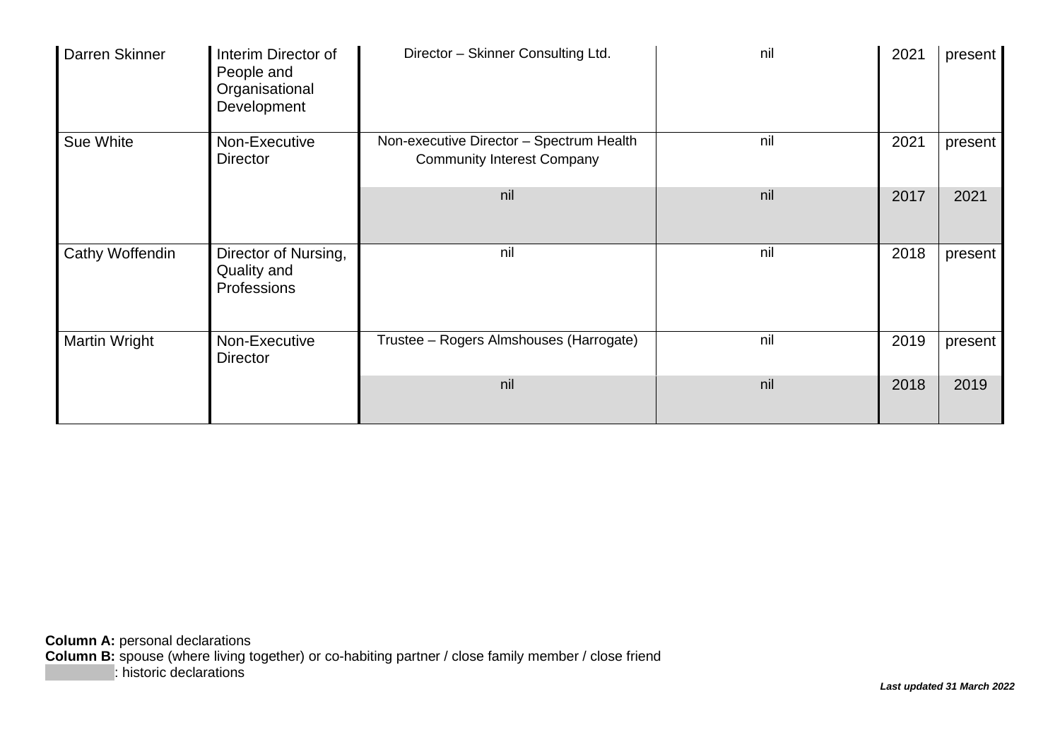| | | | | | |
|---|---|---|---|---|---|
| Darren Skinner | Interim Director of People and Organisational Development | Director – Skinner Consulting Ltd. | nil | 2021 | present |
| Sue White | Non-Executive Director | Non-executive Director – Spectrum Health Community Interest Company | nil | 2021 | present |
| | | nil | nil | 2017 | 2021 |
| Cathy Woffendin | Director of Nursing, Quality and Professions | nil | nil | 2018 | present |
| Martin Wright | Non-Executive Director | Trustee – Rogers Almshouses (Harrogate) | nil | 2019 | present |
| | | nil | nil | 2018 | 2019 |

**Column A:** personal declarations
**Column B:** spouse (where living together) or co-habiting partner / close family member / close friend
: historic declarations

***Last updated 31 March 2022***